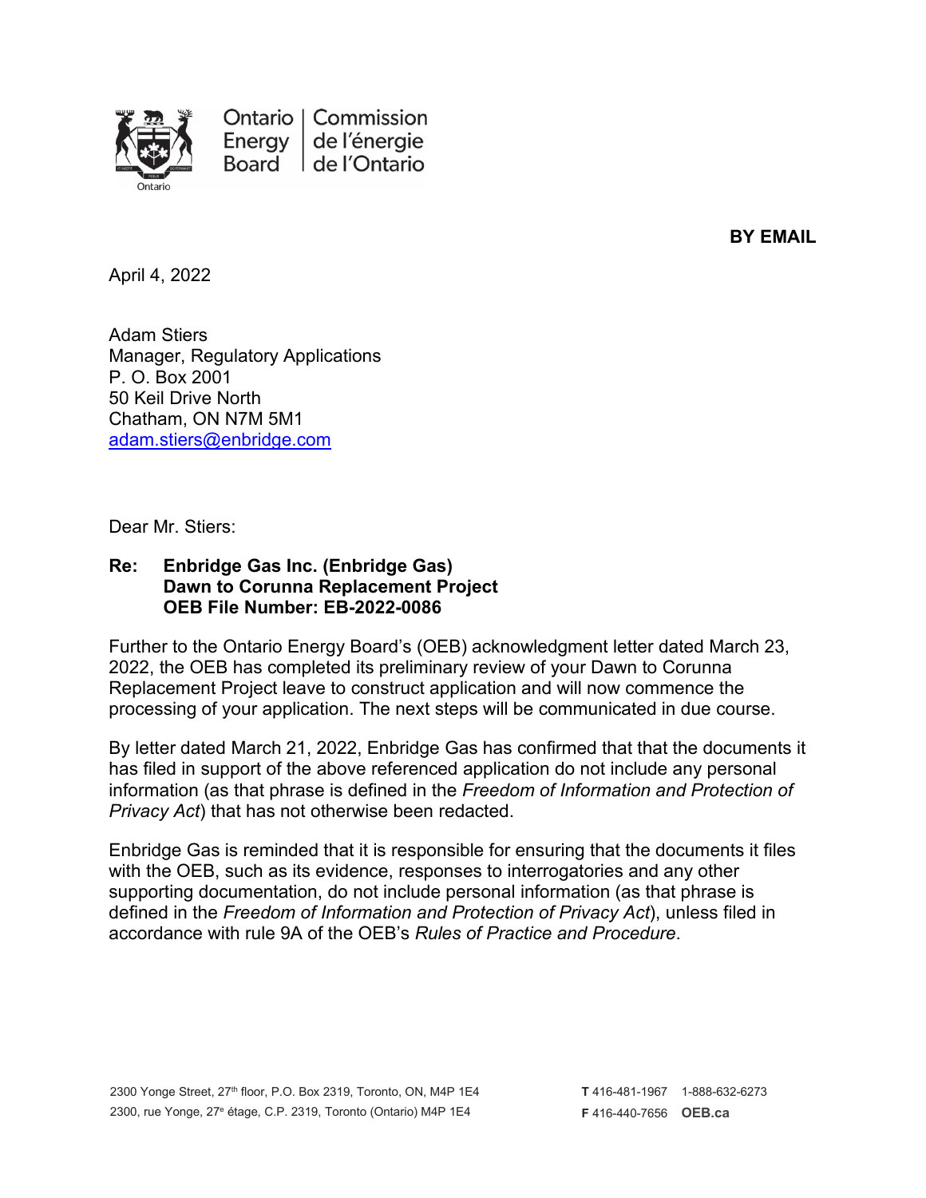Ontario Energy Board | Commission de l'énergie de l'Ontario

**BY EMAIL**

April 4, 2022

Adam Stiers
Manager, Regulatory Applications
P. O. Box 2001
50 Keil Drive North
Chatham, ON N7M 5M1
adam.stiers@enbridge.com

Dear Mr. Stiers:

**Re: Enbridge Gas Inc. (Enbridge Gas)**
**Dawn to Corunna Replacement Project**
**OEB File Number: EB-2022-0086**

Further to the Ontario Energy Board's (OEB) acknowledgment letter dated March 23, 2022, the OEB has completed its preliminary review of your Dawn to Corunna Replacement Project leave to construct application and will now commence the processing of your application. The next steps will be communicated in due course.

By letter dated March 21, 2022, Enbridge Gas has confirmed that that the documents it has filed in support of the above referenced application do not include any personal information (as that phrase is defined in the *Freedom of Information and Protection of Privacy Act*) that has not otherwise been redacted.

Enbridge Gas is reminded that it is responsible for ensuring that the documents it files with the OEB, such as its evidence, responses to interrogatories and any other supporting documentation, do not include personal information (as that phrase is defined in the *Freedom of Information and Protection of Privacy Act*), unless filed in accordance with rule 9A of the OEB's *Rules of Practice and Procedure*.

2300 Yonge Street, 27th floor, P.O. Box 2319, Toronto, ON, M4P 1E4
2300, rue Yonge, 27e étage, C.P. 2319, Toronto (Ontario) M4P 1E4

**T** 416-481-1967 1-888-632-6273
**F** 416-440-7656 **OEB.ca**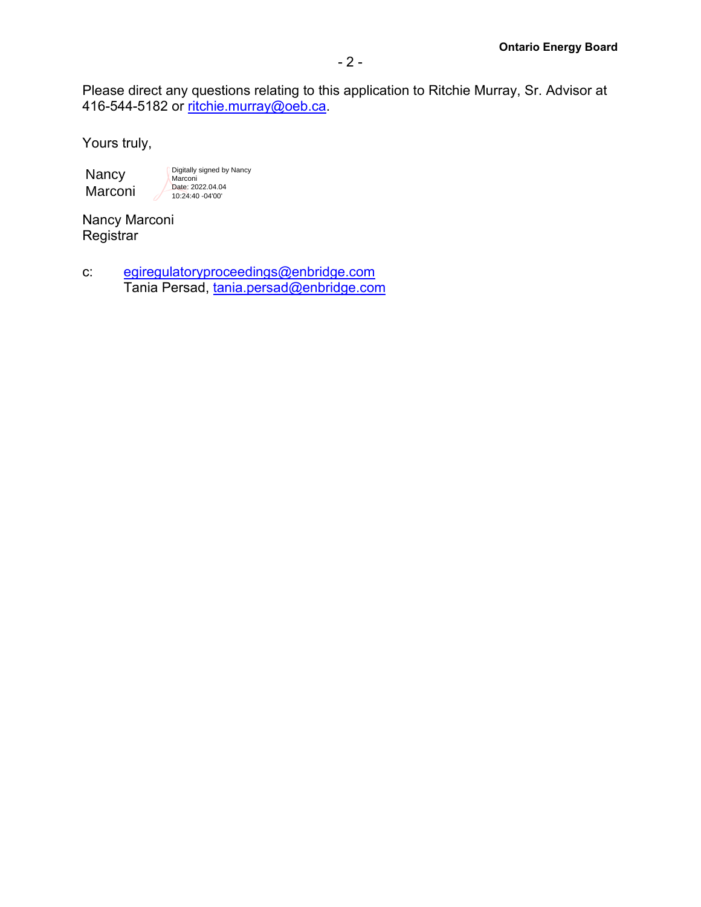Please direct any questions relating to this application to Ritchie Murray, Sr. Advisor at 416-544-5182 or ritchie.murray@oeb.ca.

Yours truly,

Nancy Marconi

Digitally signed by Nancy Marconi
Date: 2022.04.04 10:24:40 -04'00'

Nancy Marconi
Registrar

c: egiregulatoryproceedings@enbridge.com
Tania Persad, tania.persad@enbridge.com